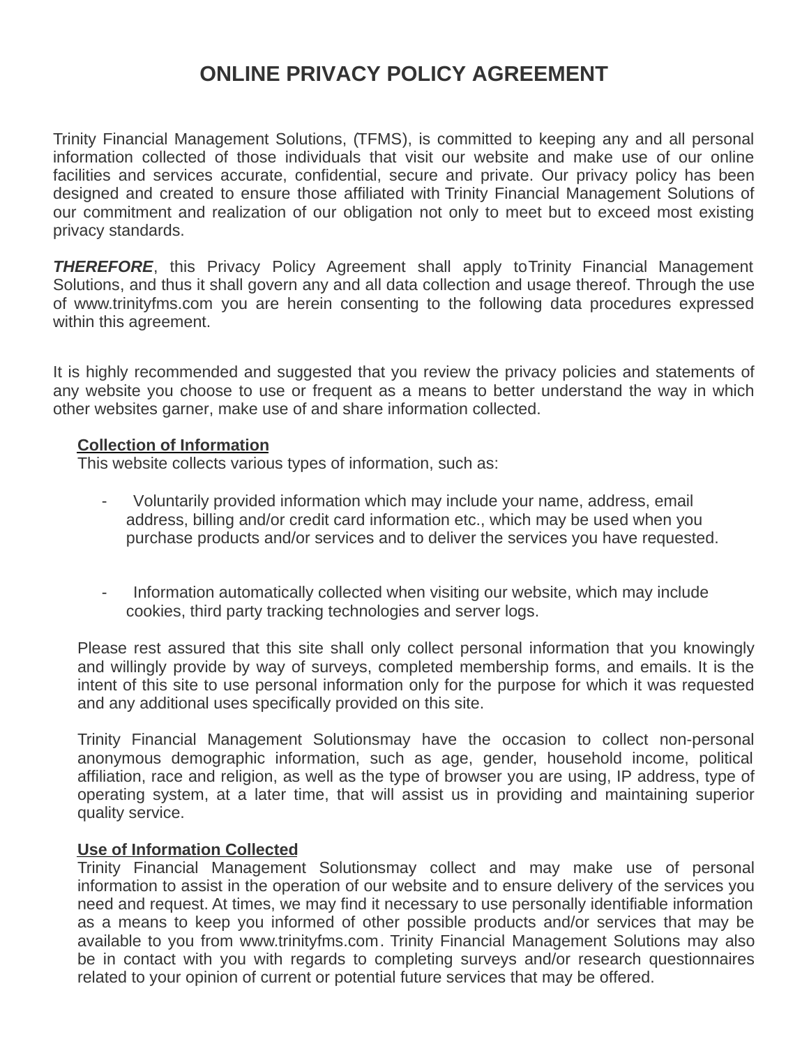# ONLINE PRIVACY POLICY AGREEMENT

Trinity Financial Management Solutions, (TFMS), is committed to keeping any and all personal information collected of those individuals that visit our website and make use of our online facilities and services accurate, confidential, secure and private. Our privacy policy has been designed and created to ensure those affiliated with Trinity Financial Management Solutions of our commitment and realization of our obligation not only to meet but to exceed most existing privacy standards.

***THEREFORE***, this Privacy Policy Agreement shall apply toTrinity Financial Management Solutions, and thus it shall govern any and all data collection and usage thereof. Through the use of www.trinityfms.com you are herein consenting to the following data procedures expressed within this agreement.

It is highly recommended and suggested that you review the privacy policies and statements of any website you choose to use or frequent as a means to better understand the way in which other websites garner, make use of and share information collected.

**<u>Collection of Information</u>**
This website collects various types of information, such as:

- Voluntarily provided information which may include your name, address, email address, billing and/or credit card information etc., which may be used when you purchase products and/or services and to deliver the services you have requested.

- Information automatically collected when visiting our website, which may include cookies, third party tracking technologies and server logs.

Please rest assured that this site shall only collect personal information that you knowingly and willingly provide by way of surveys, completed membership forms, and emails. It is the intent of this site to use personal information only for the purpose for which it was requested and any additional uses specifically provided on this site.

Trinity Financial Management Solutionsmay have the occasion to collect non-personal anonymous demographic information, such as age, gender, household income, political affiliation, race and religion, as well as the type of browser you are using, IP address, type of operating system, at a later time, that will assist us in providing and maintaining superior quality service.

**<u>Use of Information Collected</u>**
Trinity Financial Management Solutionsmay collect and may make use of personal information to assist in the operation of our website and to ensure delivery of the services you need and request. At times, we may find it necessary to use personally identifiable information as a means to keep you informed of other possible products and/or services that may be available to you from www.trinityfms.com. Trinity Financial Management Solutions may also be in contact with you with regards to completing surveys and/or research questionnaires related to your opinion of current or potential future services that may be offered.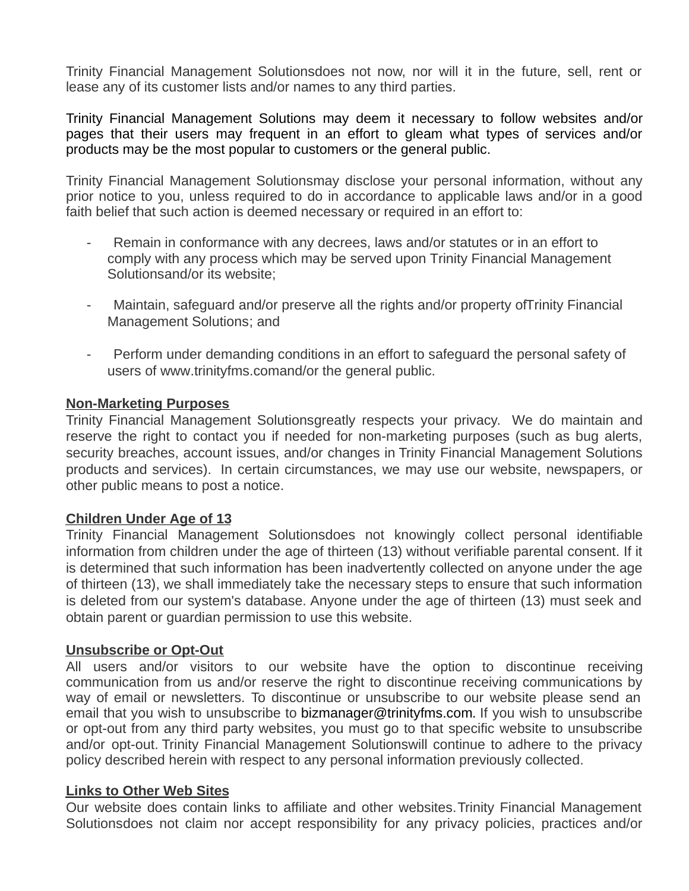Trinity Financial Management Solutionsdoes not now, nor will it in the future, sell, rent or lease any of its customer lists and/or names to any third parties.

Trinity Financial Management Solutions may deem it necessary to follow websites and/or pages that their users may frequent in an effort to gleam what types of services and/or products may be the most popular to customers or the general public.

Trinity Financial Management Solutionsmay disclose your personal information, without any prior notice to you, unless required to do in accordance to applicable laws and/or in a good faith belief that such action is deemed necessary or required in an effort to:

- Remain in conformance with any decrees, laws and/or statutes or in an effort to comply with any process which may be served upon Trinity Financial Management Solutionsand/or its website;

- Maintain, safeguard and/or preserve all the rights and/or property ofTrinity Financial Management Solutions; and

- Perform under demanding conditions in an effort to safeguard the personal safety of users of www.trinityfms.comand/or the general public.

**Non-Marketing Purposes**
Trinity Financial Management Solutionsgreatly respects your privacy. We do maintain and reserve the right to contact you if needed for non-marketing purposes (such as bug alerts, security breaches, account issues, and/or changes in Trinity Financial Management Solutions products and services). In certain circumstances, we may use our website, newspapers, or other public means to post a notice.

**Children Under Age of 13**
Trinity Financial Management Solutionsdoes not knowingly collect personal identifiable information from children under the age of thirteen (13) without verifiable parental consent. If it is determined that such information has been inadvertently collected on anyone under the age of thirteen (13), we shall immediately take the necessary steps to ensure that such information is deleted from our system's database. Anyone under the age of thirteen (13) must seek and obtain parent or guardian permission to use this website.

**Unsubscribe or Opt-Out**
All users and/or visitors to our website have the option to discontinue receiving communication from us and/or reserve the right to discontinue receiving communications by way of email or newsletters. To discontinue or unsubscribe to our website please send an email that you wish to unsubscribe to bizmanager@trinityfms.com. If you wish to unsubscribe or opt-out from any third party websites, you must go to that specific website to unsubscribe and/or opt-out. Trinity Financial Management Solutionswill continue to adhere to the privacy policy described herein with respect to any personal information previously collected.

**Links to Other Web Sites**
Our website does contain links to affiliate and other websites.Trinity Financial Management Solutionsdoes not claim nor accept responsibility for any privacy policies, practices and/or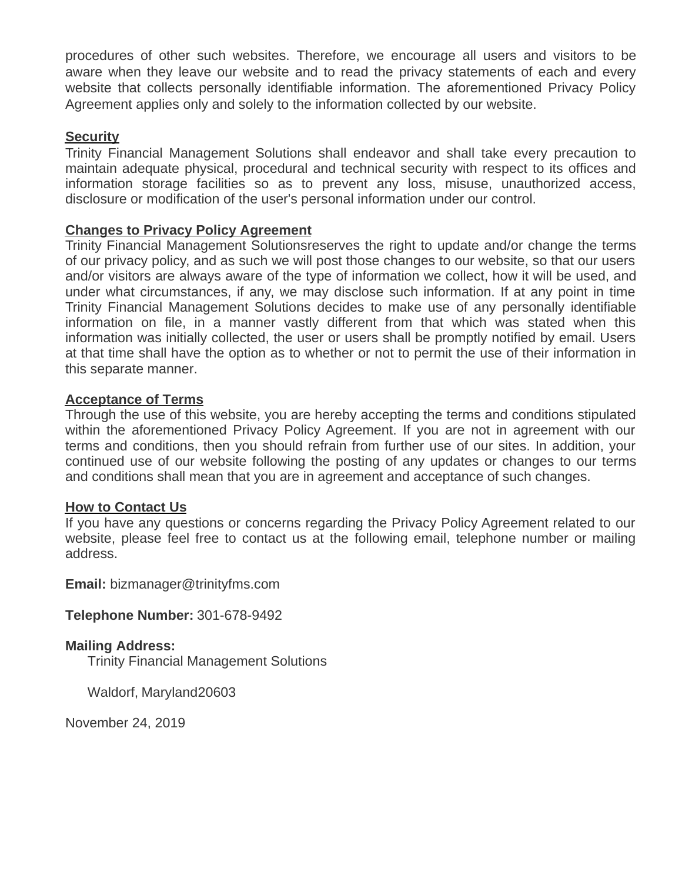procedures of other such websites. Therefore, we encourage all users and visitors to be aware when they leave our website and to read the privacy statements of each and every website that collects personally identifiable information. The aforementioned Privacy Policy Agreement applies only and solely to the information collected by our website.

## Security

Trinity Financial Management Solutions shall endeavor and shall take every precaution to maintain adequate physical, procedural and technical security with respect to its offices and information storage facilities so as to prevent any loss, misuse, unauthorized access, disclosure or modification of the user's personal information under our control.

## Changes to Privacy Policy Agreement

Trinity Financial Management Solutionsreserves the right to update and/or change the terms of our privacy policy, and as such we will post those changes to our website, so that our users and/or visitors are always aware of the type of information we collect, how it will be used, and under what circumstances, if any, we may disclose such information. If at any point in time Trinity Financial Management Solutions decides to make use of any personally identifiable information on file, in a manner vastly different from that which was stated when this information was initially collected, the user or users shall be promptly notified by email. Users at that time shall have the option as to whether or not to permit the use of their information in this separate manner.

## Acceptance of Terms

Through the use of this website, you are hereby accepting the terms and conditions stipulated within the aforementioned Privacy Policy Agreement. If you are not in agreement with our terms and conditions, then you should refrain from further use of our sites. In addition, your continued use of our website following the posting of any updates or changes to our terms and conditions shall mean that you are in agreement and acceptance of such changes.

## How to Contact Us

If you have any questions or concerns regarding the Privacy Policy Agreement related to our website, please feel free to contact us at the following email, telephone number or mailing address.

**Email:** bizmanager@trinityfms.com

**Telephone Number:** 301-678-9492

**Mailing Address:**
Trinity Financial Management Solutions

Waldorf, Maryland20603

November 24, 2019